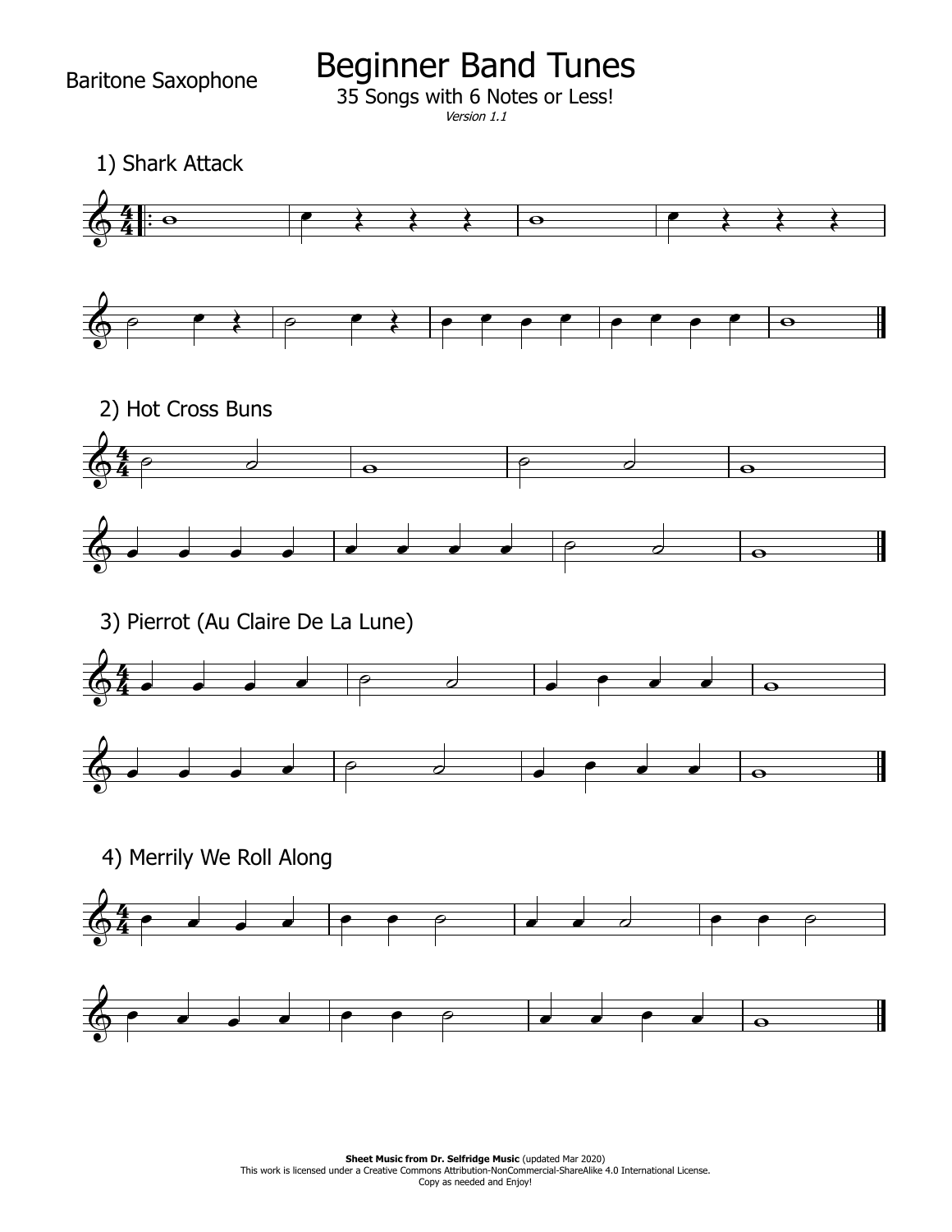Baritone Saxophone

# Beginner Band Tunes

35 Songs with 6 Notes or Less!

*Version 1.1*

## 1) Shark Attack

## 2) Hot Cross Buns

## 3) Pierrot (Au Claire De La Lune)

## 4) Merrily We Roll Along

**Sheet Music from Dr. Selfridge Music** (updated Mar 2020)
This work is licensed under a Creative Commons Attribution-NonCommercial-ShareAlike 4.0 International License.
Copy as needed and Enjoy!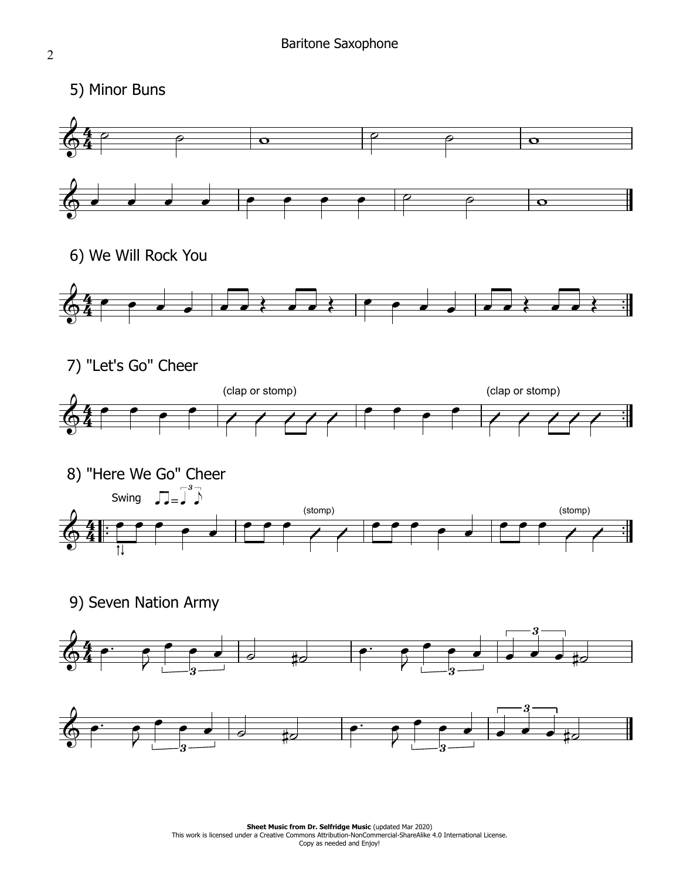## 5) Minor Buns

## 6) We Will Rock You

## 7) "Let's Go" Cheer

(clap or stomp)

(clap or stomp)

## 8) "Here We Go" Cheer

Swing

(stomp)

(stomp)

## 9) Seven Nation Army

**Sheet Music from Dr. Selfridge Music** (updated Mar 2020)
This work is licensed under a Creative Commons Attribution-NonCommercial-ShareAlike 4.0 International License.
Copy as needed and Enjoy!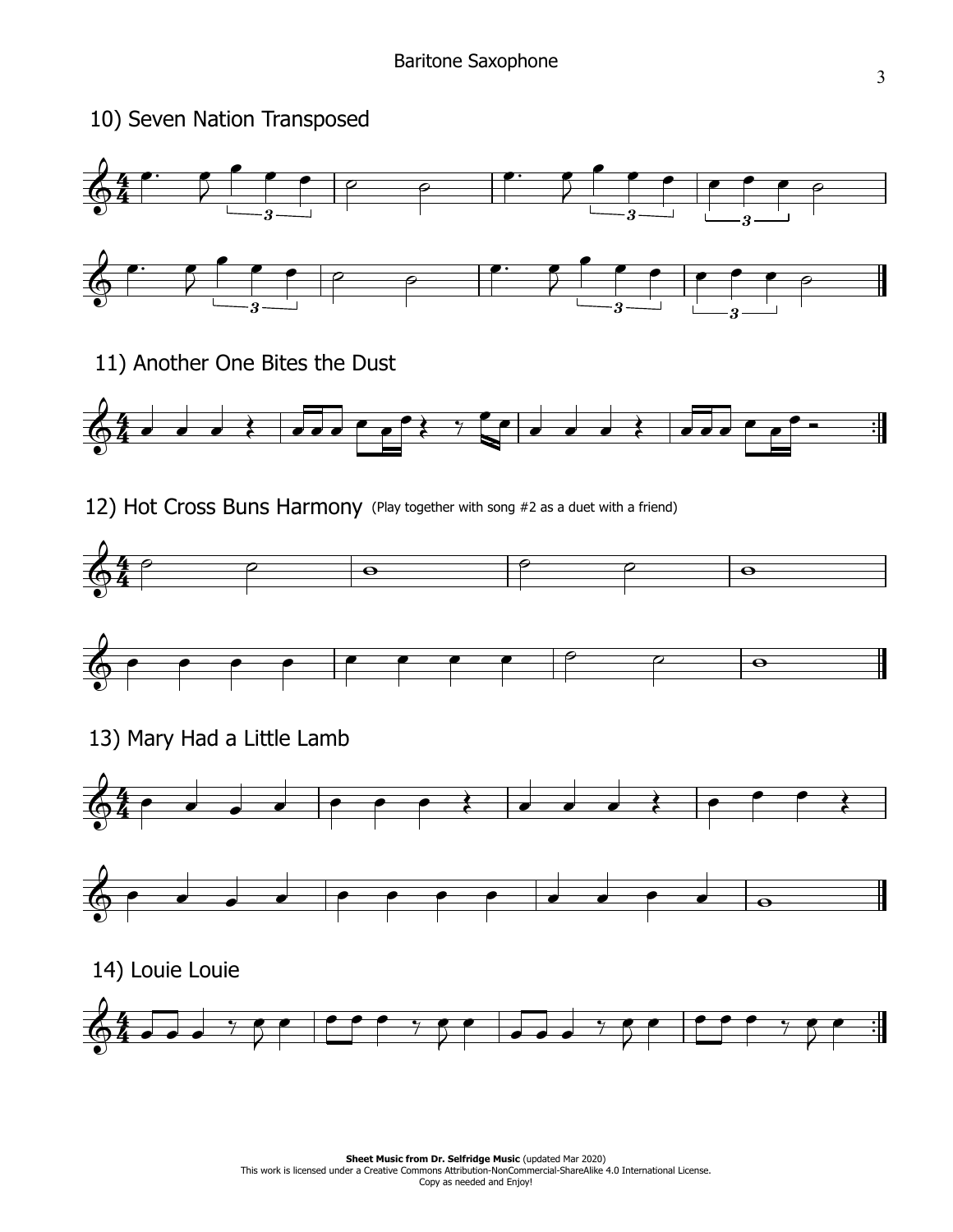Baritone Saxophone

## 10) Seven Nation Transposed

## 11) Another One Bites the Dust

## 12) Hot Cross Buns Harmony (Play together with song #2 as a duet with a friend)

## 13) Mary Had a Little Lamb

## 14) Louie Louie

**Sheet Music from Dr. Selfridge Music** (updated Mar 2020)
This work is licensed under a Creative Commons Attribution-NonCommercial-ShareAlike 4.0 International License.
Copy as needed and Enjoy!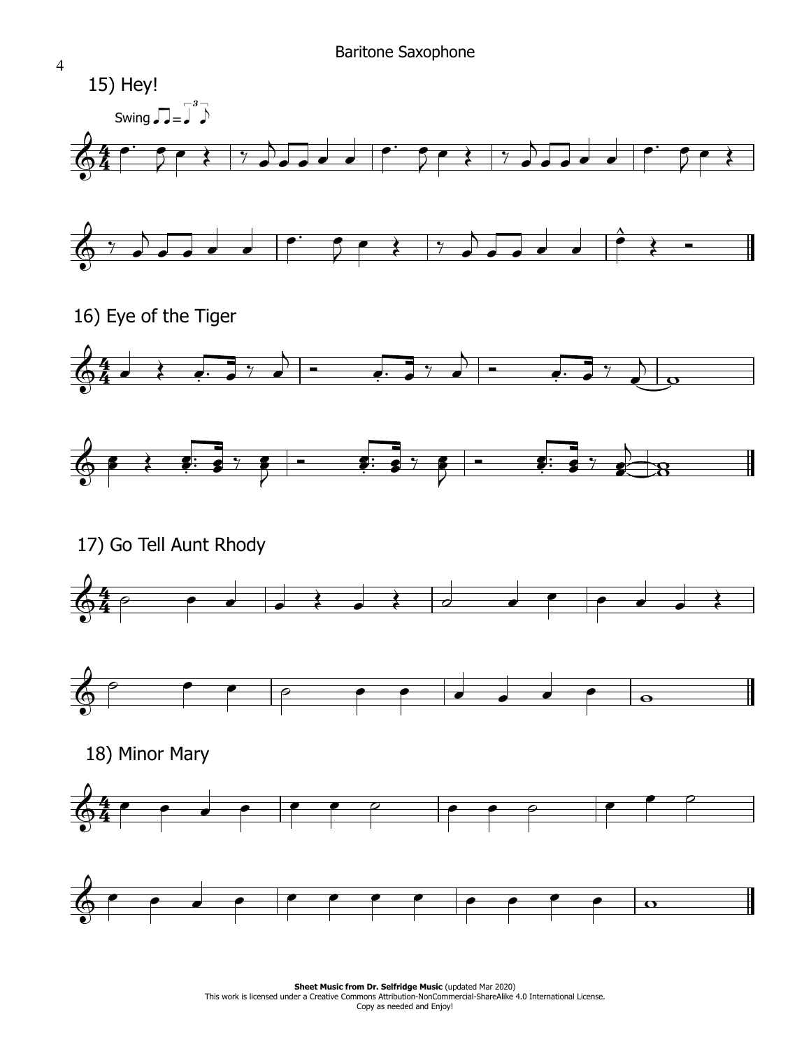Baritone Saxophone

## 15) Hey!

Swing

## 16) Eye of the Tiger

## 17) Go Tell Aunt Rhody

## 18) Minor Mary

**Sheet Music from Dr. Selfridge Music** (updated Mar 2020)
This work is licensed under a Creative Commons Attribution-NonCommercial-ShareAlike 4.0 International License.
Copy as needed and Enjoy!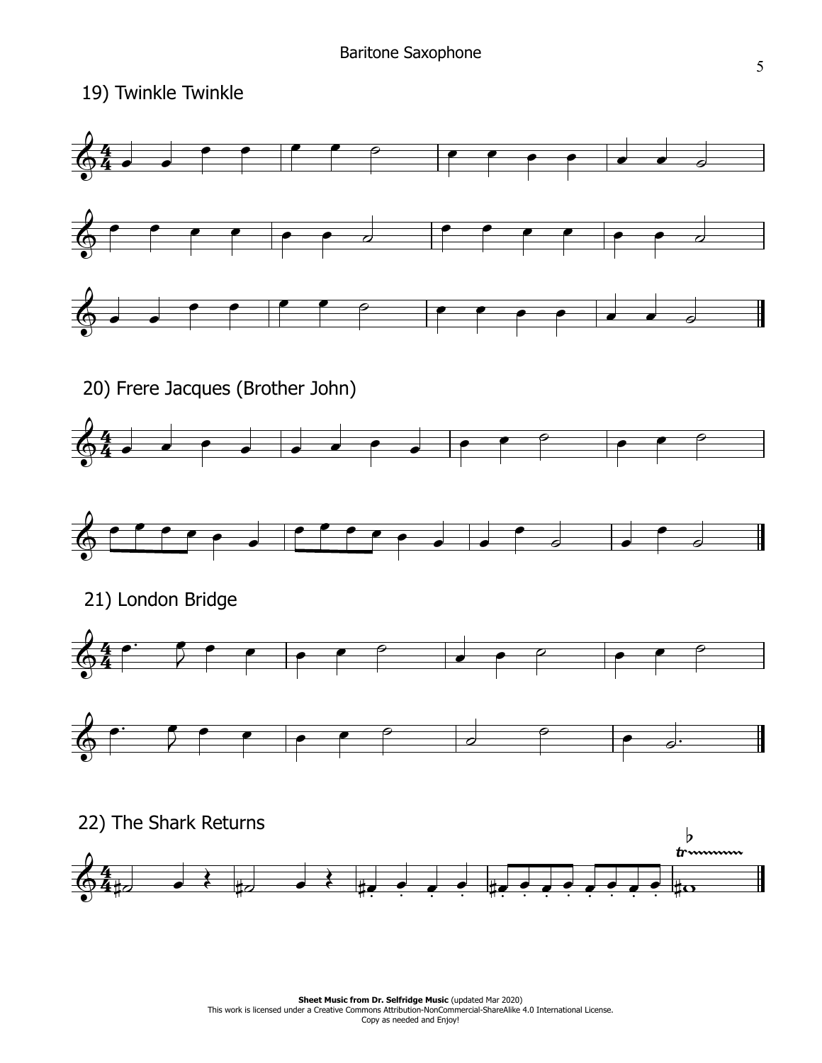## 19) Twinkle Twinkle

## 20) Frere Jacques (Brother John)

## 21) London Bridge

## 22) The Shark Returns

**Sheet Music from Dr. Selfridge Music** (updated Mar 2020)
This work is licensed under a Creative Commons Attribution-NonCommercial-ShareAlike 4.0 International License.
Copy as needed and Enjoy!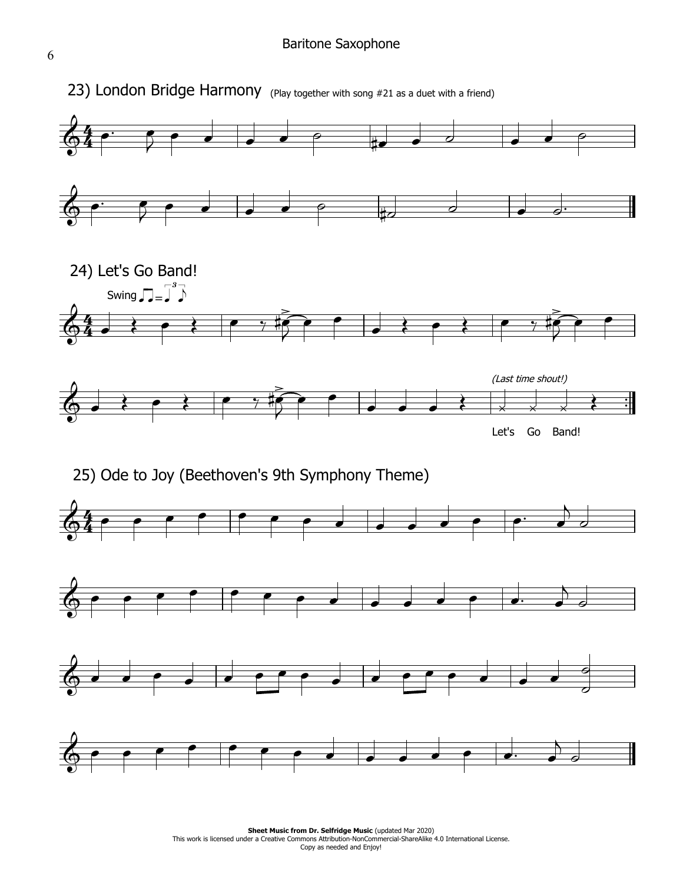Baritone Saxophone

## 23) London Bridge Harmony (Play together with song #21 as a duet with a friend)

## 24) Let's Go Band!

Swing

*(Last time shout!)*

Let's Go Band!

## 25) Ode to Joy (Beethoven's 9th Symphony Theme)

**Sheet Music from Dr. Selfridge Music** (updated Mar 2020)
This work is licensed under a Creative Commons Attribution-NonCommercial-ShareAlike 4.0 International License.
Copy as needed and Enjoy!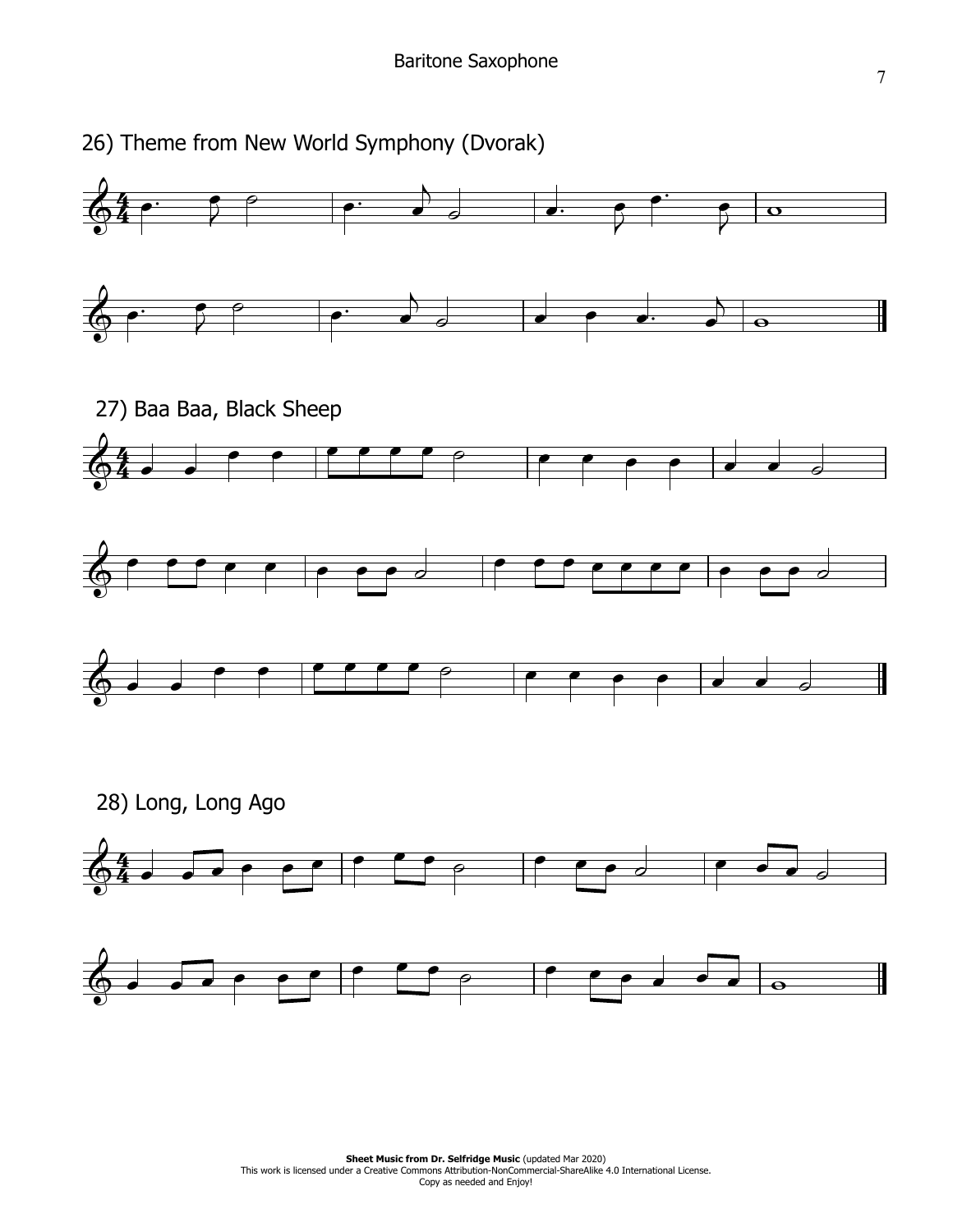## 26) Theme from New World Symphony (Dvorak)

## 27) Baa Baa, Black Sheep

## 28) Long, Long Ago

**Sheet Music from Dr. Selfridge Music** (updated Mar 2020)
This work is licensed under a Creative Commons Attribution-NonCommercial-ShareAlike 4.0 International License.
Copy as needed and Enjoy!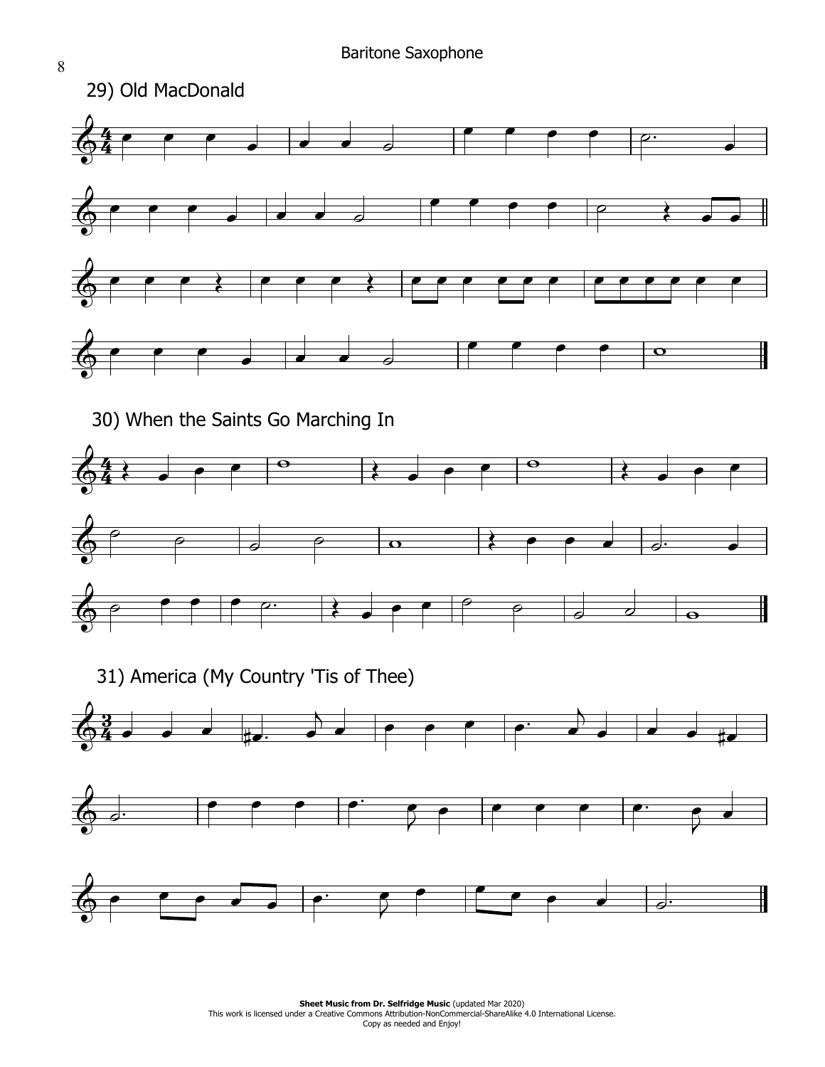## 29) Old MacDonald

## 30) When the Saints Go Marching In

## 31) America (My Country 'Tis of Thee)

**Sheet Music from Dr. Selfridge Music** (updated Mar 2020)
This work is licensed under a Creative Commons Attribution-NonCommercial-ShareAlike 4.0 International License.
Copy as needed and Enjoy!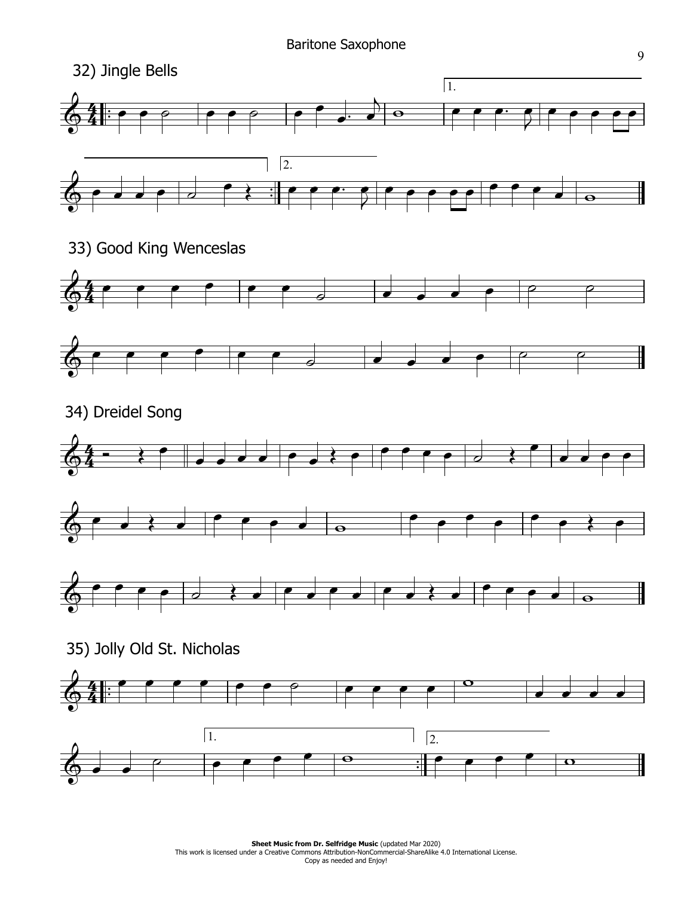32) Jingle Bells

33) Good King Wenceslas

34) Dreidel Song

35) Jolly Old St. Nicholas

**Sheet Music from Dr. Selfridge Music** (updated Mar 2020)
This work is licensed under a Creative Commons Attribution-NonCommercial-ShareAlike 4.0 International License.
Copy as needed and Enjoy!